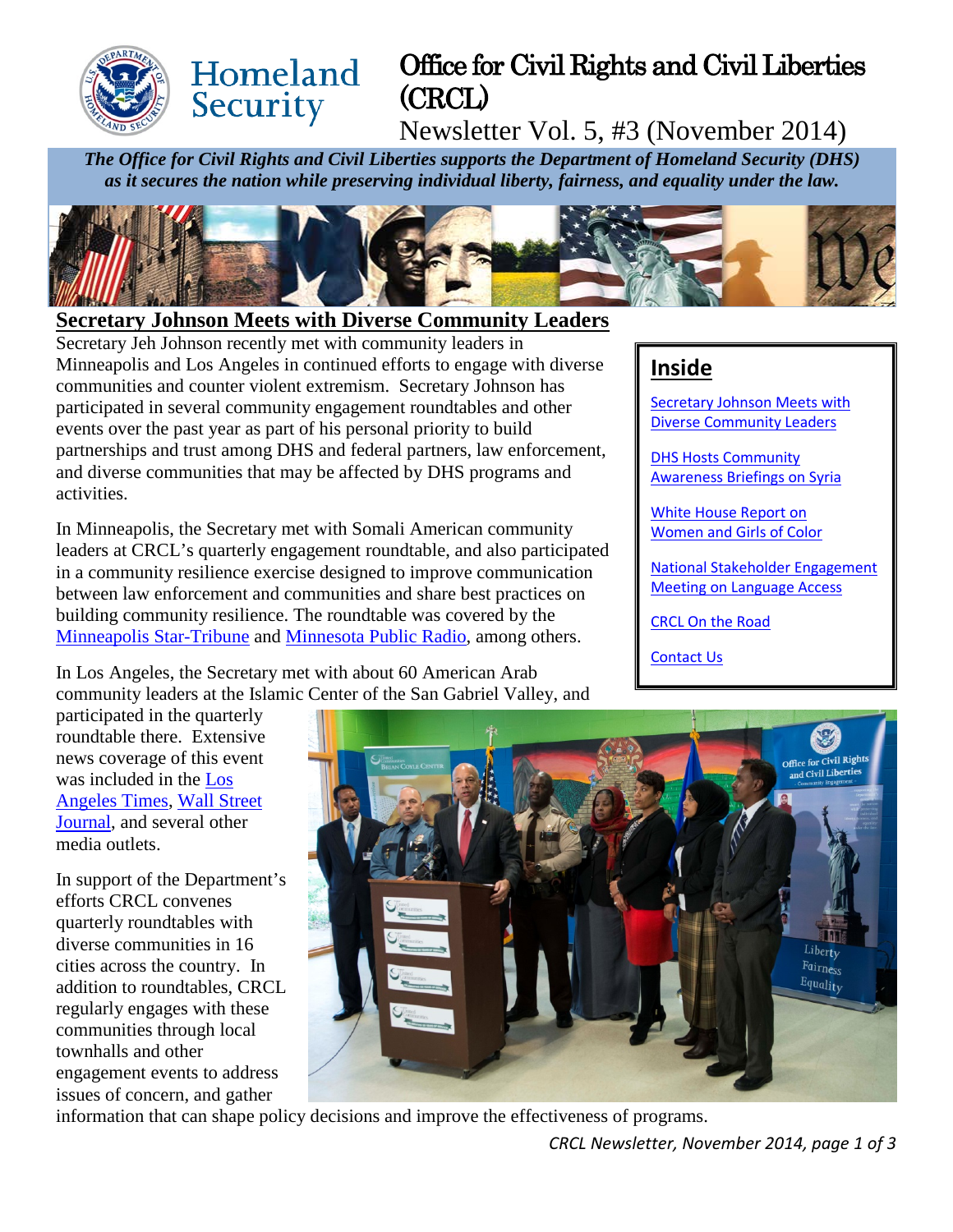# Office for Civil Rights and Civil Liberties (CRCL)

Homeland Security

Newsletter Vol. 5, #3 (November 2014)

***The Office for Civil Rights and Civil Liberties supports the Department of Homeland Security (DHS) as it secures the nation while preserving individual liberty, fairness, and equality under the law.***

## Inside

- Secretary Johnson Meets with Diverse Community Leaders
- DHS Hosts Community Awareness Briefings on Syria
- White House Report on Women and Girls of Color
- National Stakeholder Engagement Meeting on Language Access
- CRCL On the Road
- Contact Us

## Secretary Johnson Meets with Diverse Community Leaders

Secretary Jeh Johnson recently met with community leaders in Minneapolis and Los Angeles in continued efforts to engage with diverse communities and counter violent extremism. Secretary Johnson has participated in several community engagement roundtables and other events over the past year as part of his personal priority to build partnerships and trust among DHS and federal partners, law enforcement, and diverse communities that may be affected by DHS programs and activities.

In Minneapolis, the Secretary met with Somali American community leaders at CRCL's quarterly engagement roundtable, and also participated in a community resilience exercise designed to improve communication between law enforcement and communities and share best practices on building community resilience. The roundtable was covered by the Minneapolis Star-Tribune and Minnesota Public Radio, among others.

In Los Angeles, the Secretary met with about 60 American Arab community leaders at the Islamic Center of the San Gabriel Valley, and participated in the quarterly roundtable there. Extensive news coverage of this event was included in the Los Angeles Times, Wall Street Journal, and several other media outlets.

In support of the Department's efforts CRCL convenes quarterly roundtables with diverse communities in 16 cities across the country. In addition to roundtables, CRCL regularly engages with these communities through local townhalls and other engagement events to address issues of concern, and gather information that can shape policy decisions and improve the effectiveness of programs.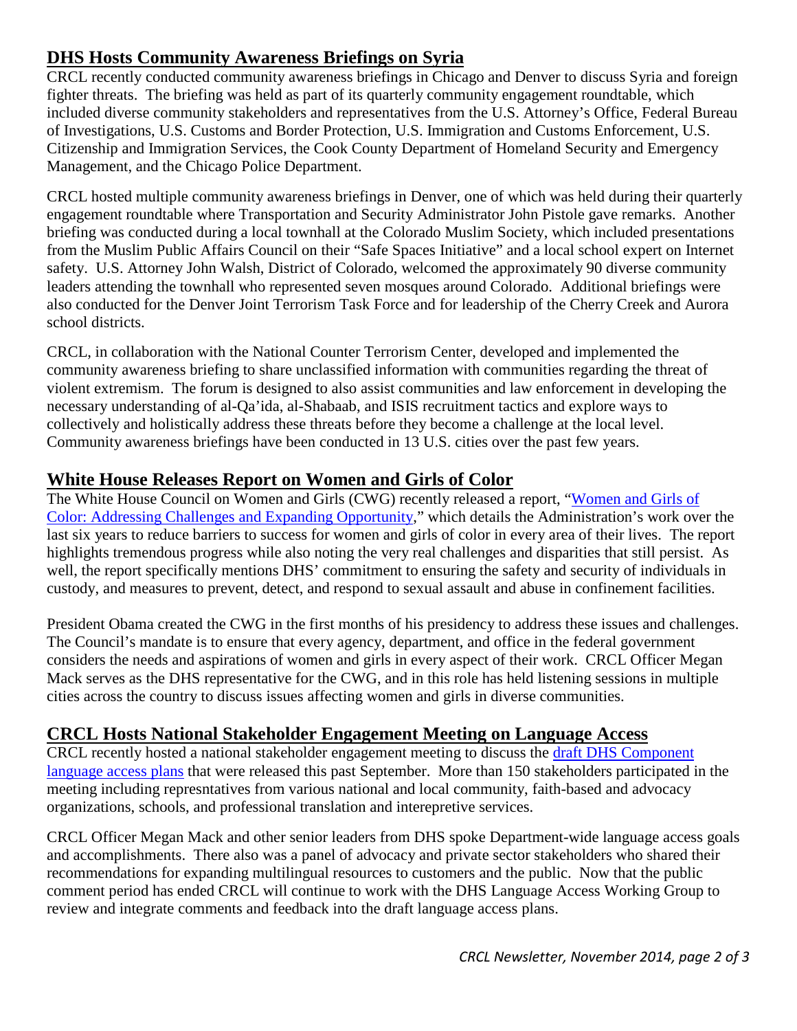## DHS Hosts Community Awareness Briefings on Syria

CRCL recently conducted community awareness briefings in Chicago and Denver to discuss Syria and foreign fighter threats. The briefing was held as part of its quarterly community engagement roundtable, which included diverse community stakeholders and representatives from the U.S. Attorney's Office, Federal Bureau of Investigations, U.S. Customs and Border Protection, U.S. Immigration and Customs Enforcement, U.S. Citizenship and Immigration Services, the Cook County Department of Homeland Security and Emergency Management, and the Chicago Police Department.

CRCL hosted multiple community awareness briefings in Denver, one of which was held during their quarterly engagement roundtable where Transportation and Security Administrator John Pistole gave remarks. Another briefing was conducted during a local townhall at the Colorado Muslim Society, which included presentations from the Muslim Public Affairs Council on their "Safe Spaces Initiative" and a local school expert on Internet safety. U.S. Attorney John Walsh, District of Colorado, welcomed the approximately 90 diverse community leaders attending the townhall who represented seven mosques around Colorado. Additional briefings were also conducted for the Denver Joint Terrorism Task Force and for leadership of the Cherry Creek and Aurora school districts.

CRCL, in collaboration with the National Counter Terrorism Center, developed and implemented the community awareness briefing to share unclassified information with communities regarding the threat of violent extremism. The forum is designed to also assist communities and law enforcement in developing the necessary understanding of al-Qa'ida, al-Shabaab, and ISIS recruitment tactics and explore ways to collectively and holistically address these threats before they become a challenge at the local level. Community awareness briefings have been conducted in 13 U.S. cities over the past few years.

## White House Releases Report on Women and Girls of Color

The White House Council on Women and Girls (CWG) recently released a report, "Women and Girls of Color: Addressing Challenges and Expanding Opportunity," which details the Administration's work over the last six years to reduce barriers to success for women and girls of color in every area of their lives. The report highlights tremendous progress while also noting the very real challenges and disparities that still persist. As well, the report specifically mentions DHS' commitment to ensuring the safety and security of individuals in custody, and measures to prevent, detect, and respond to sexual assault and abuse in confinement facilities.

President Obama created the CWG in the first months of his presidency to address these issues and challenges. The Council's mandate is to ensure that every agency, department, and office in the federal government considers the needs and aspirations of women and girls in every aspect of their work. CRCL Officer Megan Mack serves as the DHS representative for the CWG, and in this role has held listening sessions in multiple cities across the country to discuss issues affecting women and girls in diverse communities.

## CRCL Hosts National Stakeholder Engagement Meeting on Language Access

CRCL recently hosted a national stakeholder engagement meeting to discuss the draft DHS Component language access plans that were released this past September. More than 150 stakeholders participated in the meeting including represntatives from various national and local community, faith-based and advocacy organizations, schools, and professional translation and interepretive services.

CRCL Officer Megan Mack and other senior leaders from DHS spoke Department-wide language access goals and accomplishments. There also was a panel of advocacy and private sector stakeholders who shared their recommendations for expanding multilingual resources to customers and the public. Now that the public comment period has ended CRCL will continue to work with the DHS Language Access Working Group to review and integrate comments and feedback into the draft language access plans.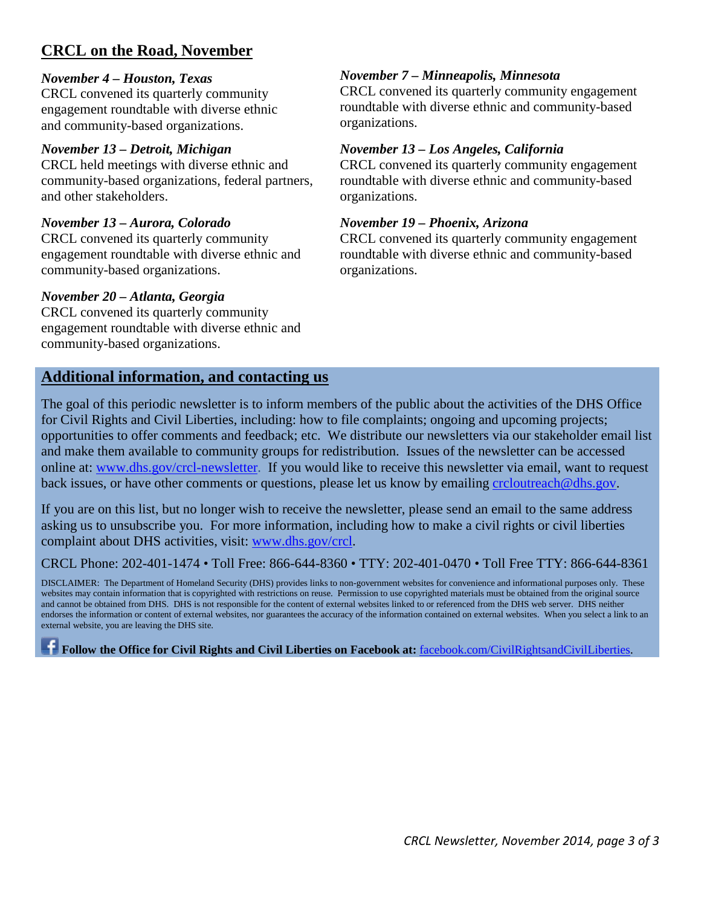## CRCL on the Road, November

***November 4 – Houston, Texas***
CRCL convened its quarterly community engagement roundtable with diverse ethnic and community-based organizations.

***November 13 – Detroit, Michigan***
CRCL held meetings with diverse ethnic and community-based organizations, federal partners, and other stakeholders.

***November 13 – Aurora, Colorado***
CRCL convened its quarterly community engagement roundtable with diverse ethnic and community-based organizations.

***November 20 – Atlanta, Georgia***
CRCL convened its quarterly community engagement roundtable with diverse ethnic and community-based organizations.

***November 7 – Minneapolis, Minnesota***
CRCL convened its quarterly community engagement roundtable with diverse ethnic and community-based organizations.

***November 13 – Los Angeles, California***
CRCL convened its quarterly community engagement roundtable with diverse ethnic and community-based organizations.

***November 19 – Phoenix, Arizona***
CRCL convened its quarterly community engagement roundtable with diverse ethnic and community-based organizations.

## Additional information, and contacting us

The goal of this periodic newsletter is to inform members of the public about the activities of the DHS Office for Civil Rights and Civil Liberties, including: how to file complaints; ongoing and upcoming projects; opportunities to offer comments and feedback; etc. We distribute our newsletters via our stakeholder email list and make them available to community groups for redistribution. Issues of the newsletter can be accessed online at: www.dhs.gov/crcl-newsletter. If you would like to receive this newsletter via email, want to request back issues, or have other comments or questions, please let us know by emailing crcloutreach@dhs.gov.

If you are on this list, but no longer wish to receive the newsletter, please send an email to the same address asking us to unsubscribe you. For more information, including how to make a civil rights or civil liberties complaint about DHS activities, visit: www.dhs.gov/crcl.

CRCL Phone: 202-401-1474 • Toll Free: 866-644-8360 • TTY: 202-401-0470 • Toll Free TTY: 866-644-8361

DISCLAIMER: The Department of Homeland Security (DHS) provides links to non-government websites for convenience and informational purposes only. These websites may contain information that is copyrighted with restrictions on reuse. Permission to use copyrighted materials must be obtained from the original source and cannot be obtained from DHS. DHS is not responsible for the content of external websites linked to or referenced from the DHS web server. DHS neither endorses the information or content of external websites, nor guarantees the accuracy of the information contained on external websites. When you select a link to an external website, you are leaving the DHS site.

**Follow the Office for Civil Rights and Civil Liberties on Facebook at:** facebook.com/CivilRightsandCivilLiberties.